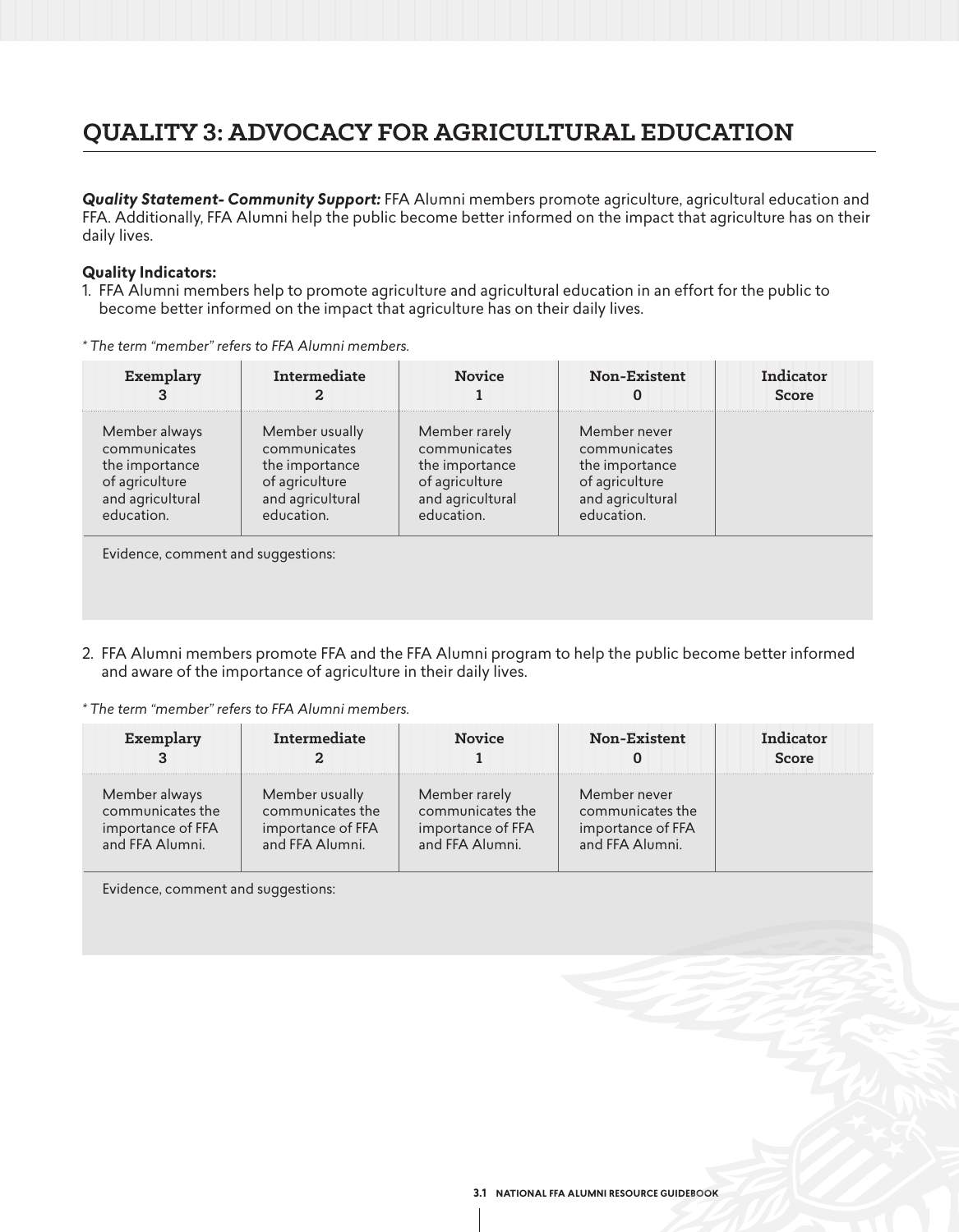# QUALITY 3: ADVOCACY FOR AGRICULTURAL EDUCATION

***Quality Statement- Community Support:*** FFA Alumni members promote agriculture, agricultural education and FFA. Additionally, FFA Alumni help the public become better informed on the impact that agriculture has on their daily lives.

**Quality Indicators:**

1. FFA Alumni members help to promote agriculture and agricultural education in an effort for the public to become better informed on the impact that agriculture has on their daily lives.

*\* The term "member" refers to FFA Alumni members.*

| Exemplary 3 | Intermediate 2 | Novice 1 | Non-Existent 0 | Indicator Score |
|---|---|---|---|---|
| Member always communicates the importance of agriculture and agricultural education. | Member usually communicates the importance of agriculture and agricultural education. | Member rarely communicates the importance of agriculture and agricultural education. | Member never communicates the importance of agriculture and agricultural education. | |
| Evidence, comment and suggestions: | | | | |

2. FFA Alumni members promote FFA and the FFA Alumni program to help the public become better informed and aware of the importance of agriculture in their daily lives.

*\* The term "member" refers to FFA Alumni members.*

| Exemplary 3 | Intermediate 2 | Novice 1 | Non-Existent 0 | Indicator Score |
|---|---|---|---|---|
| Member always communicates the importance of FFA and FFA Alumni. | Member usually communicates the importance of FFA and FFA Alumni. | Member rarely communicates the importance of FFA and FFA Alumni. | Member never communicates the importance of FFA and FFA Alumni. | |
| Evidence, comment and suggestions: | | | | |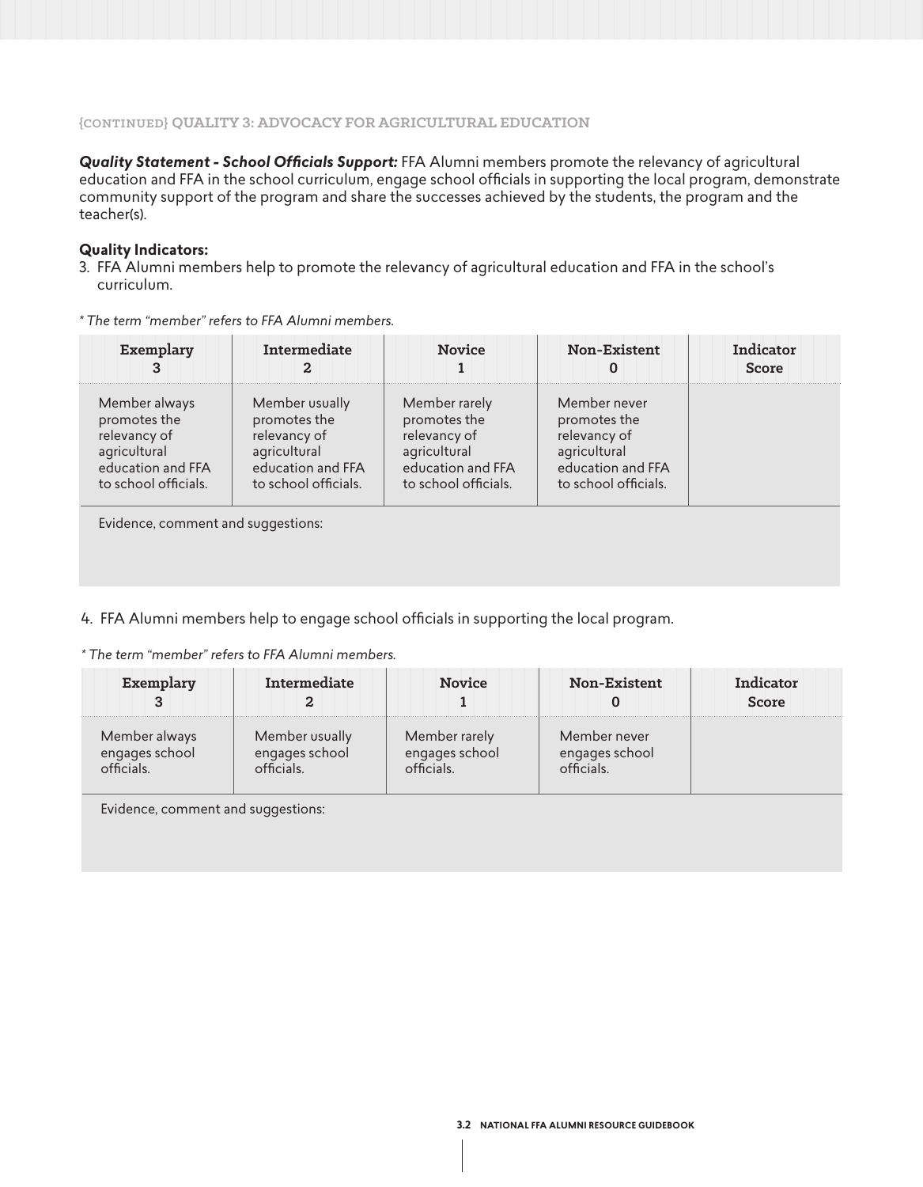### {CONTINUED} QUALITY 3: ADVOCACY FOR AGRICULTURAL EDUCATION

***Quality Statement - School Officials Support:*** FFA Alumni members promote the relevancy of agricultural education and FFA in the school curriculum, engage school officials in supporting the local program, demonstrate community support of the program and share the successes achieved by the students, the program and the teacher(s).

**Quality Indicators:**

3. FFA Alumni members help to promote the relevancy of agricultural education and FFA in the school's curriculum.

*\* The term "member" refers to FFA Alumni members.*

| Exemplary 3 | Intermediate 2 | Novice 1 | Non-Existent 0 | Indicator Score |
|---|---|---|---|---|
| Member always promotes the relevancy of agricultural education and FFA to school officials. | Member usually promotes the relevancy of agricultural education and FFA to school officials. | Member rarely promotes the relevancy of agricultural education and FFA to school officials. | Member never promotes the relevancy of agricultural education and FFA to school officials. | |
| Evidence, comment and suggestions: | | | | |

4. FFA Alumni members help to engage school officials in supporting the local program.

*\* The term "member" refers to FFA Alumni members.*

| Exemplary 3 | Intermediate 2 | Novice 1 | Non-Existent 0 | Indicator Score |
|---|---|---|---|---|
| Member always engages school officials. | Member usually engages school officials. | Member rarely engages school officials. | Member never engages school officials. | |
| Evidence, comment and suggestions: | | | | |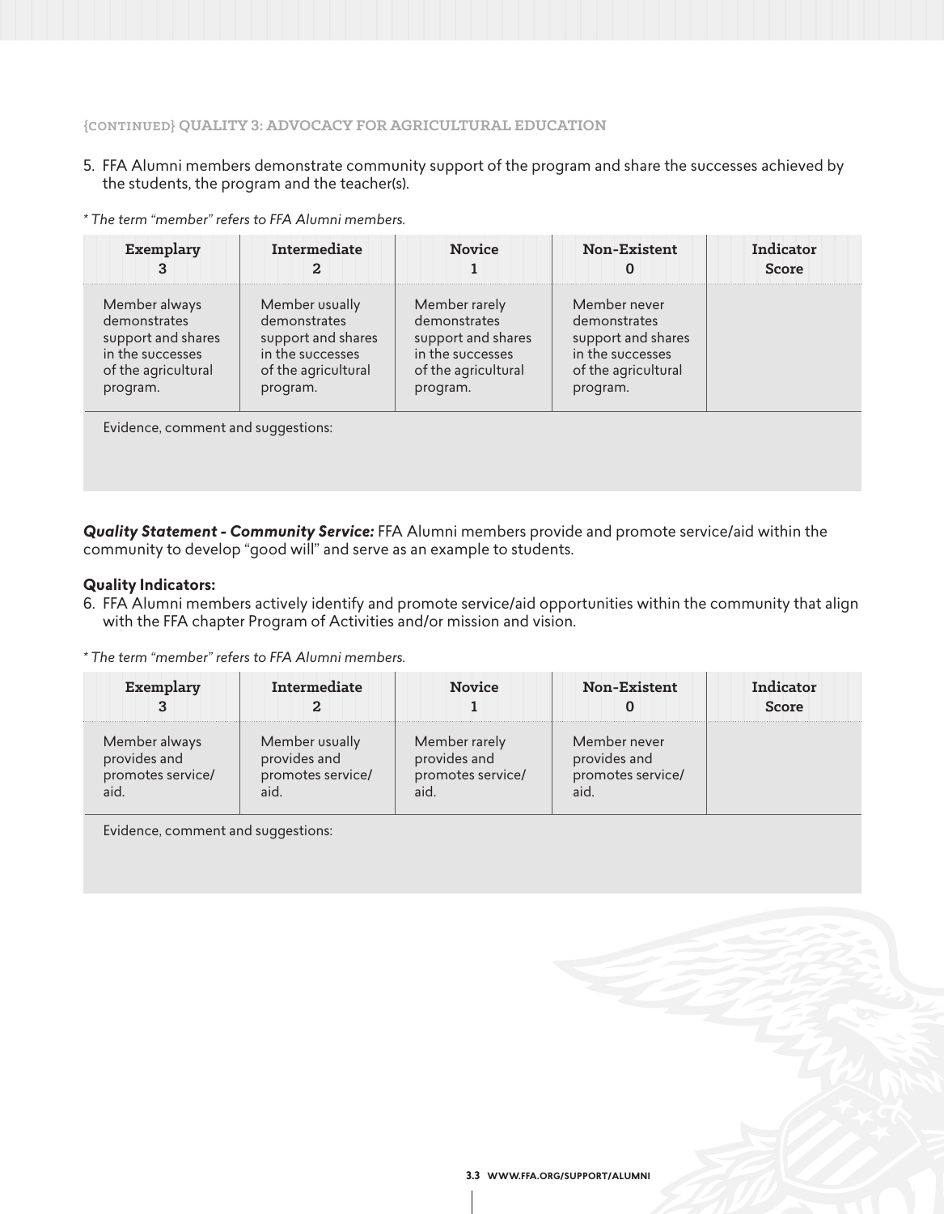**{CONTINUED} QUALITY 3: ADVOCACY FOR AGRICULTURAL EDUCATION**

5. FFA Alumni members demonstrate community support of the program and share the successes achieved by the students, the program and the teacher(s).

*\* The term "member" refers to FFA Alumni members.*

| Exemplary 3 | Intermediate 2 | Novice 1 | Non-Existent 0 | Indicator Score |
|---|---|---|---|---|
| Member always demonstrates support and shares in the successes of the agricultural program. | Member usually demonstrates support and shares in the successes of the agricultural program. | Member rarely demonstrates support and shares in the successes of the agricultural program. | Member never demonstrates support and shares in the successes of the agricultural program. | |

Evidence, comment and suggestions:

***Quality Statement - Community Service:*** FFA Alumni members provide and promote service/aid within the community to develop "good will" and serve as an example to students.

**Quality Indicators:**

6. FFA Alumni members actively identify and promote service/aid opportunities within the community that align with the FFA chapter Program of Activities and/or mission and vision.

*\* The term "member" refers to FFA Alumni members.*

| Exemplary 3 | Intermediate 2 | Novice 1 | Non-Existent 0 | Indicator Score |
|---|---|---|---|---|
| Member always provides and promotes service/aid. | Member usually provides and promotes service/aid. | Member rarely provides and promotes service/aid. | Member never provides and promotes service/aid. | |

Evidence, comment and suggestions: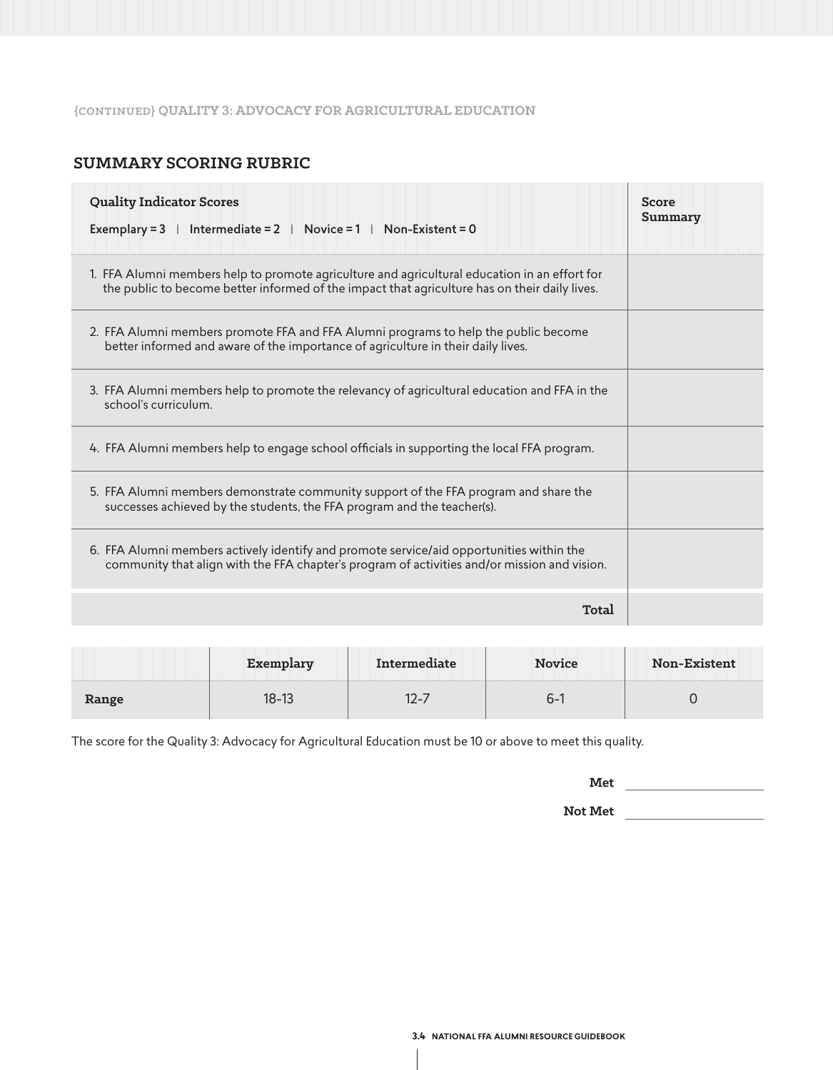{CONTINUED} QUALITY 3: ADVOCACY FOR AGRICULTURAL EDUCATION

## SUMMARY SCORING RUBRIC

| **Quality Indicator Scores**<br>Exemplary = 3 \| Intermediate = 2 \| Novice = 1 \| Non-Existent = 0 | **Score Summary** |
|---|---|
| 1. FFA Alumni members help to promote agriculture and agricultural education in an effort for the public to become better informed of the impact that agriculture has on their daily lives. | |
| 2. FFA Alumni members promote FFA and FFA Alumni programs to help the public become better informed and aware of the importance of agriculture in their daily lives. | |
| 3. FFA Alumni members help to promote the relevancy of agricultural education and FFA in the school's curriculum. | |
| 4. FFA Alumni members help to engage school officials in supporting the local FFA program. | |
| 5. FFA Alumni members demonstrate community support of the FFA program and share the successes achieved by the students, the FFA program and the teacher(s). | |
| 6. FFA Alumni members actively identify and promote service/aid opportunities within the community that align with the FFA chapter's program of activities and/or mission and vision. | |
| **Total** | |

| | **Exemplary** | **Intermediate** | **Novice** | **Non-Existent** |
|---|---|---|---|---|
| **Range** | 18-13 | 12-7 | 6-1 | 0 |

The score for the Quality 3: Advocacy for Agricultural Education must be 10 or above to meet this quality.

**Met** ____________________

**Not Met** ____________________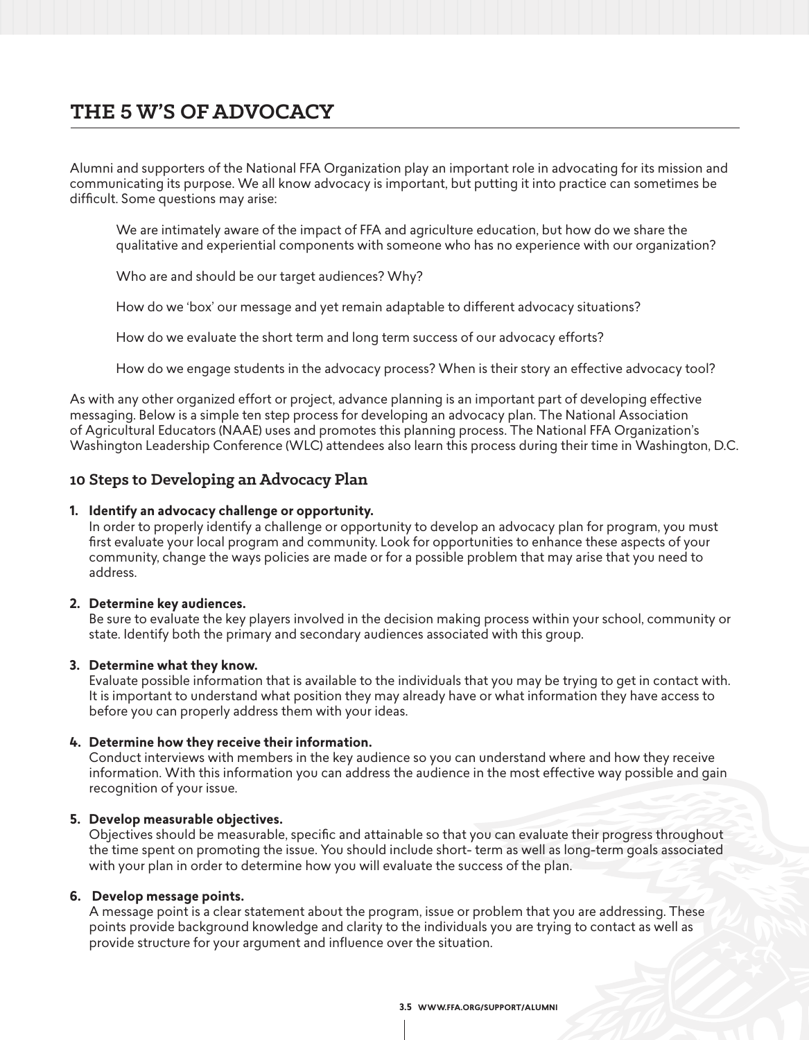# THE 5 W'S OF ADVOCACY

Alumni and supporters of the National FFA Organization play an important role in advocating for its mission and communicating its purpose. We all know advocacy is important, but putting it into practice can sometimes be difficult. Some questions may arise:

> We are intimately aware of the impact of FFA and agriculture education, but how do we share the qualitative and experiential components with someone who has no experience with our organization?
>
> Who are and should be our target audiences? Why?
>
> How do we 'box' our message and yet remain adaptable to different advocacy situations?
>
> How do we evaluate the short term and long term success of our advocacy efforts?
>
> How do we engage students in the advocacy process? When is their story an effective advocacy tool?

As with any other organized effort or project, advance planning is an important part of developing effective messaging. Below is a simple ten step process for developing an advocacy plan. The National Association of Agricultural Educators (NAAE) uses and promotes this planning process. The National FFA Organization's Washington Leadership Conference (WLC) attendees also learn this process during their time in Washington, D.C.

## 10 Steps to Developing an Advocacy Plan

1. **Identify an advocacy challenge or opportunity.**
   In order to properly identify a challenge or opportunity to develop an advocacy plan for program, you must first evaluate your local program and community. Look for opportunities to enhance these aspects of your community, change the ways policies are made or for a possible problem that may arise that you need to address.

2. **Determine key audiences.**
   Be sure to evaluate the key players involved in the decision making process within your school, community or state. Identify both the primary and secondary audiences associated with this group.

3. **Determine what they know.**
   Evaluate possible information that is available to the individuals that you may be trying to get in contact with. It is important to understand what position they may already have or what information they have access to before you can properly address them with your ideas.

4. **Determine how they receive their information.**
   Conduct interviews with members in the key audience so you can understand where and how they receive information. With this information you can address the audience in the most effective way possible and gain recognition of your issue.

5. **Develop measurable objectives.**
   Objectives should be measurable, specific and attainable so that you can evaluate their progress throughout the time spent on promoting the issue. You should include short- term as well as long-term goals associated with your plan in order to determine how you will evaluate the success of the plan.

6. **Develop message points.**
   A message point is a clear statement about the program, issue or problem that you are addressing. These points provide background knowledge and clarity to the individuals you are trying to contact as well as provide structure for your argument and influence over the situation.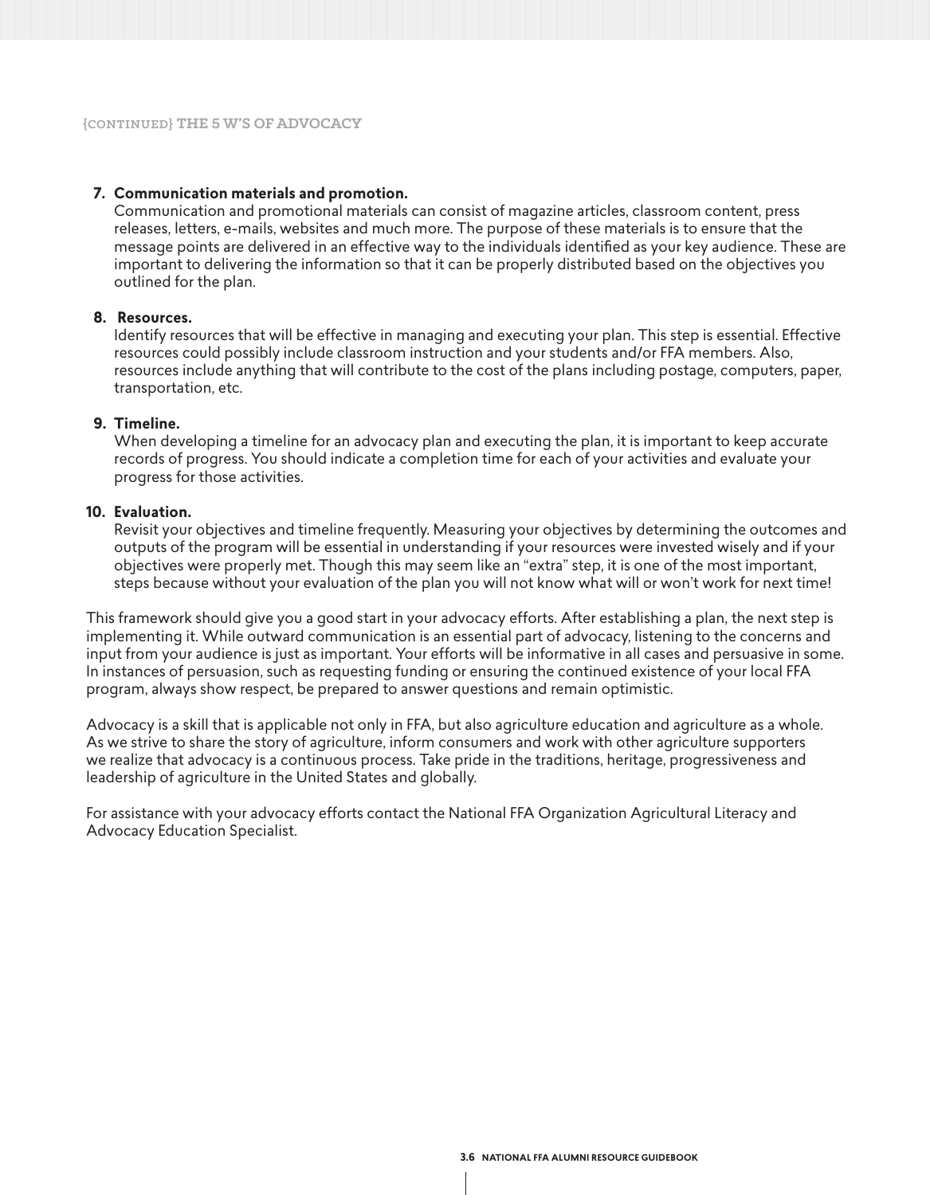{CONTINUED} THE 5 W'S OF ADVOCACY

7. **Communication materials and promotion.**
   Communication and promotional materials can consist of magazine articles, classroom content, press releases, letters, e-mails, websites and much more. The purpose of these materials is to ensure that the message points are delivered in an effective way to the individuals identified as your key audience. These are important to delivering the information so that it can be properly distributed based on the objectives you outlined for the plan.

8. **Resources.**
   Identify resources that will be effective in managing and executing your plan. This step is essential. Effective resources could possibly include classroom instruction and your students and/or FFA members. Also, resources include anything that will contribute to the cost of the plans including postage, computers, paper, transportation, etc.

9. **Timeline.**
   When developing a timeline for an advocacy plan and executing the plan, it is important to keep accurate records of progress. You should indicate a completion time for each of your activities and evaluate your progress for those activities.

10. **Evaluation.**
    Revisit your objectives and timeline frequently. Measuring your objectives by determining the outcomes and outputs of the program will be essential in understanding if your resources were invested wisely and if your objectives were properly met. Though this may seem like an "extra" step, it is one of the most important, steps because without your evaluation of the plan you will not know what will or won't work for next time!

This framework should give you a good start in your advocacy efforts. After establishing a plan, the next step is implementing it. While outward communication is an essential part of advocacy, listening to the concerns and input from your audience is just as important. Your efforts will be informative in all cases and persuasive in some. In instances of persuasion, such as requesting funding or ensuring the continued existence of your local FFA program, always show respect, be prepared to answer questions and remain optimistic.

Advocacy is a skill that is applicable not only in FFA, but also agriculture education and agriculture as a whole. As we strive to share the story of agriculture, inform consumers and work with other agriculture supporters we realize that advocacy is a continuous process. Take pride in the traditions, heritage, progressiveness and leadership of agriculture in the United States and globally.

For assistance with your advocacy efforts contact the National FFA Organization Agricultural Literacy and Advocacy Education Specialist.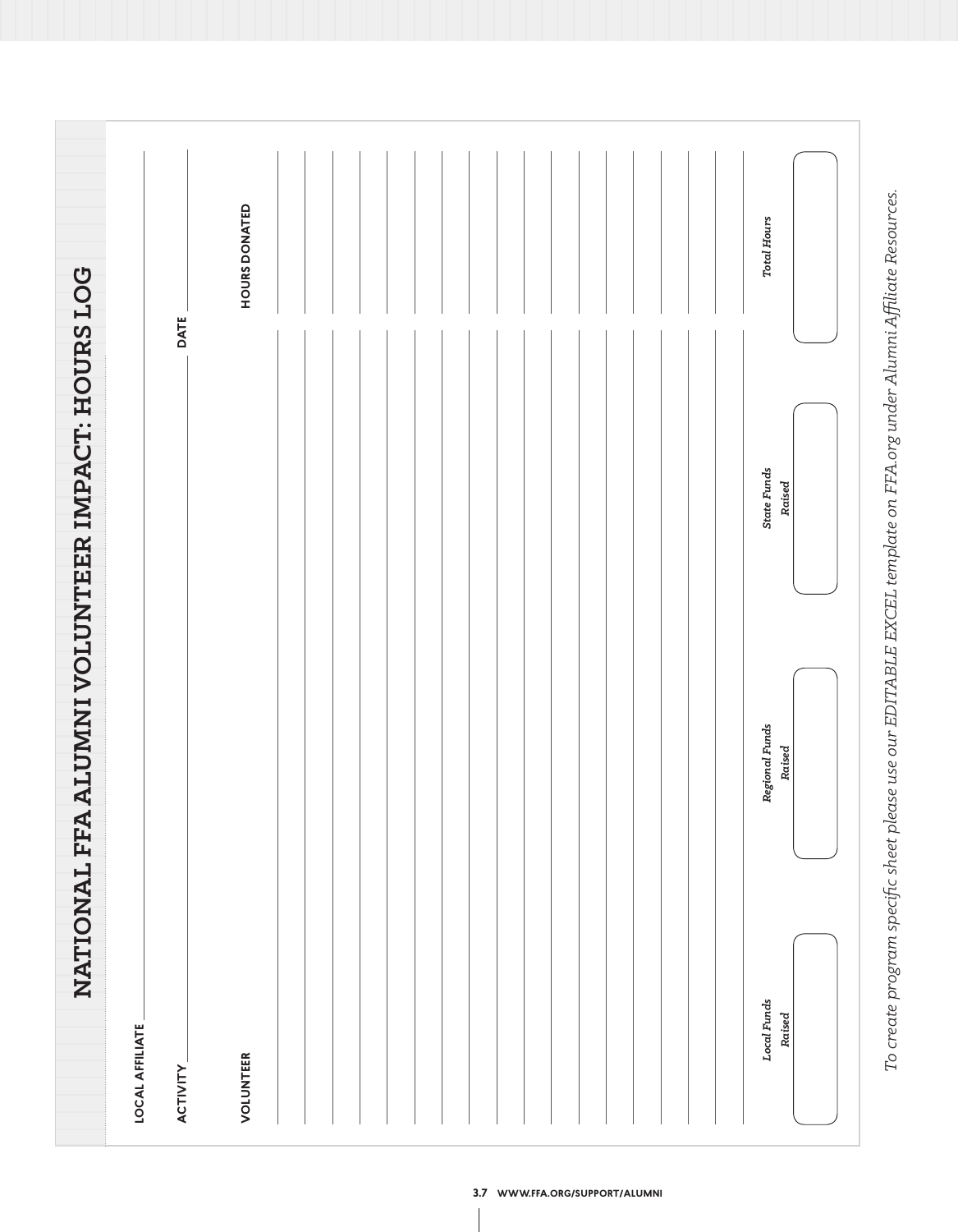# NATIONAL FFA ALUMNI VOLUNTEER IMPACT: HOURS LOG

LOCAL AFFILIATE ______________________________

ACTIVITY ______________________________ DATE ______________

| VOLUNTEER | HOURS DONATED |
|---|---|
| | |
| | |
| | |
| | |
| | |
| | |
| | |
| | |
| | |
| | |
| | |
| | |
| | |
| | |
| | |
| | |
| | |

| *Local Funds Raised* | *Regional Funds Raised* | *State Funds Raised* | *Total Hours* |
|---|---|---|---|
| | | | |

*To create program specific sheet please use our EDITABLE EXCEL template on FFA.org under Alumni Affiliate Resources.*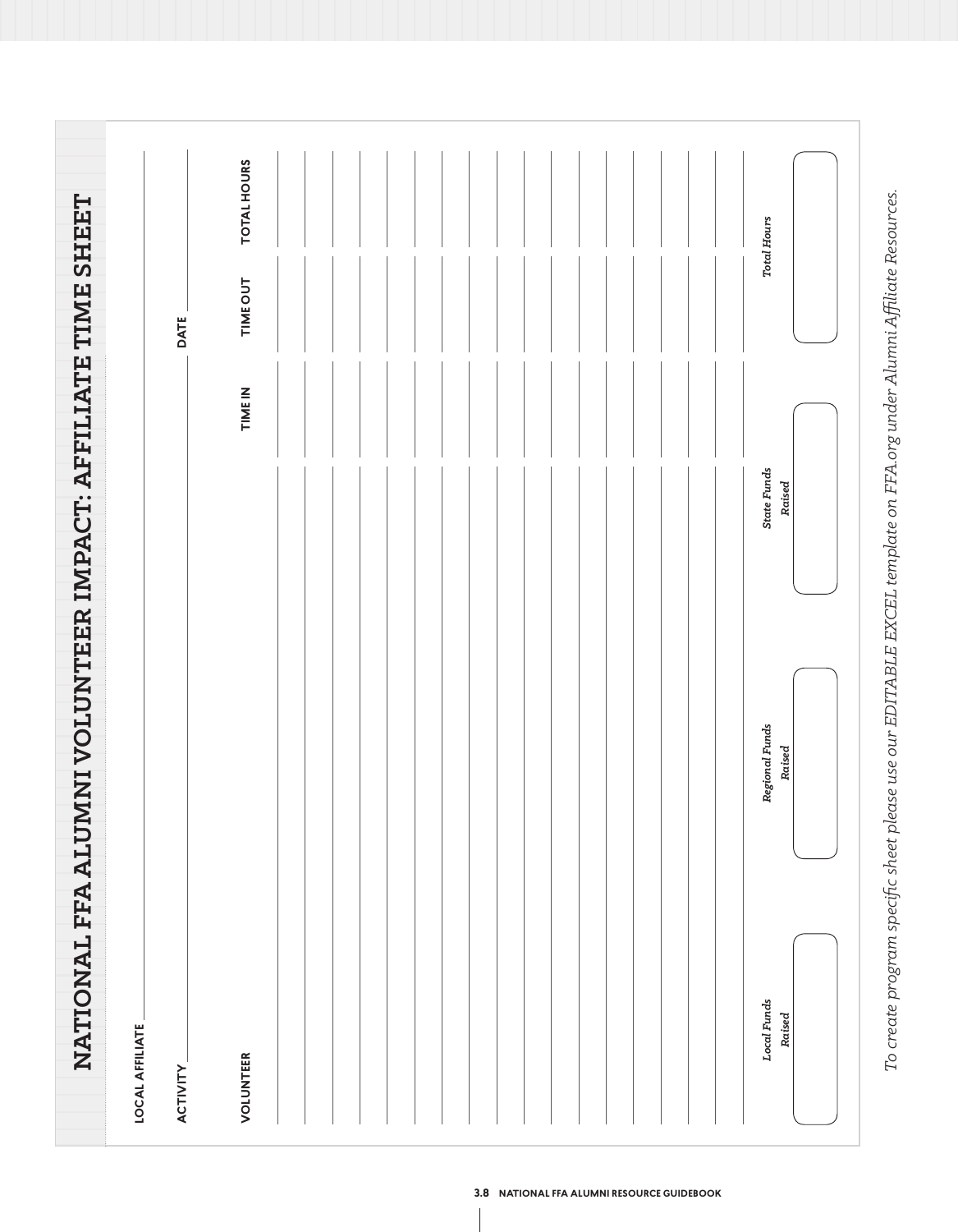# NATIONAL FFA ALUMNI VOLUNTEER IMPACT: AFFILIATE TIME SHEET

LOCAL AFFILIATE ______________________________

ACTIVITY ______________________________ DATE ______________

| VOLUNTEER | TIME IN | TIME OUT | TOTAL HOURS |
|---|---|---|---|
| | | | |
| | | | |
| | | | |
| | | | |
| | | | |
| | | | |
| | | | |
| | | | |
| | | | |
| | | | |
| | | | |
| | | | |
| | | | |
| | | | |
| | | | |
| | | | |
| | | | |

| *Local Funds Raised* | *Regional Funds Raised* | *State Funds Raised* | *Total Hours* |
|---|---|---|---|
| | | | |

*To create program specific sheet please use our EDITABLE EXCEL template on FFA.org under Alumni Affiliate Resources.*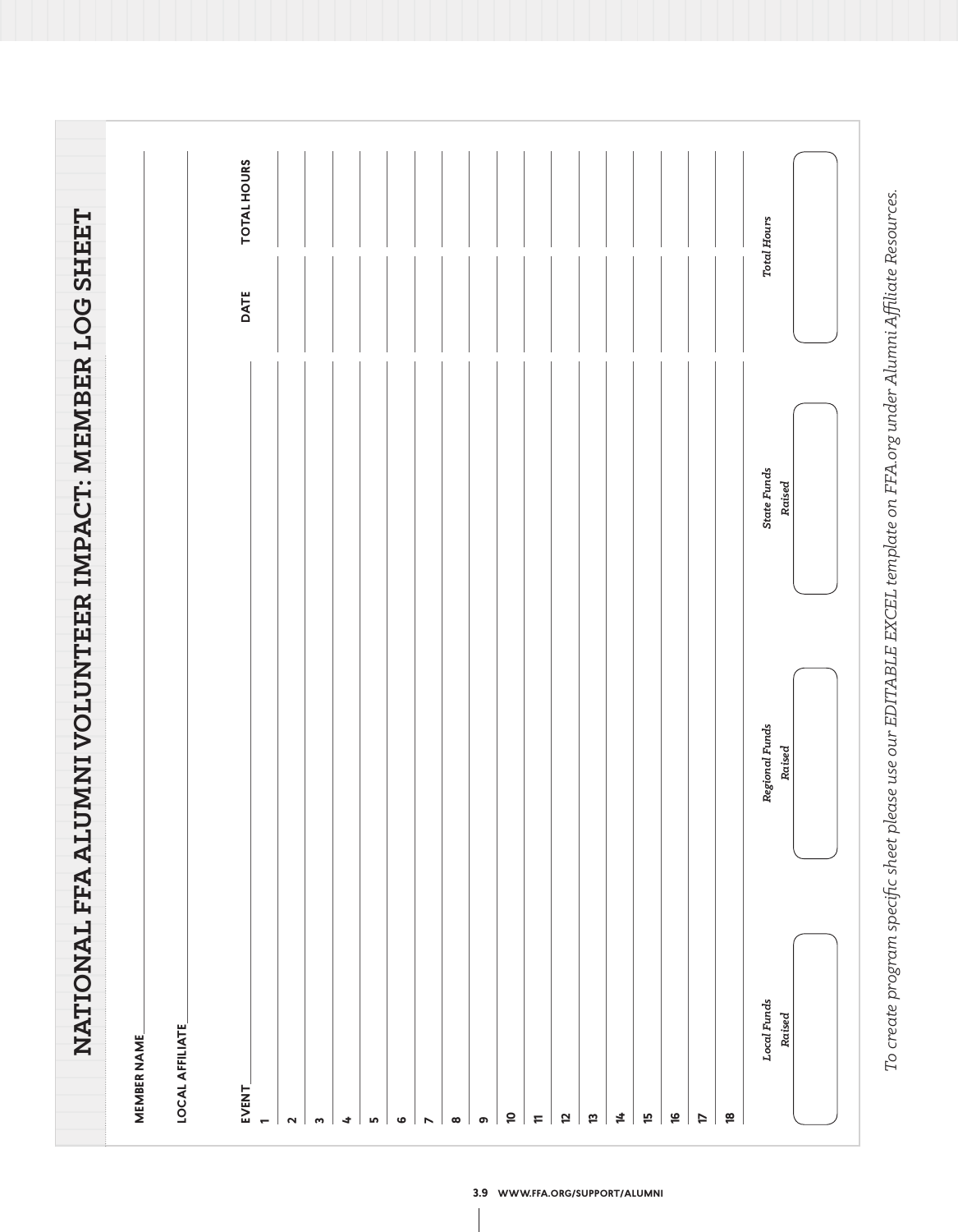# NATIONAL FFA ALUMNI VOLUNTEER IMPACT: MEMBER LOG SHEET

MEMBER NAME ______________________________

LOCAL AFFILIATE ______________________________

| EVENT | DATE | TOTAL HOURS |
|---|---|---|
| 1 | | |
| 2 | | |
| 3 | | |
| 4 | | |
| 5 | | |
| 6 | | |
| 7 | | |
| 8 | | |
| 9 | | |
| 10 | | |
| 11 | | |
| 12 | | |
| 13 | | |
| 14 | | |
| 15 | | |
| 16 | | |
| 17 | | |
| 18 | | |

| *Local Funds Raised* | *Regional Funds Raised* | *State Funds Raised* | *Total Hours* |
|---|---|---|---|
| | | | |

*To create program specific sheet please use our EDITABLE EXCEL template on FFA.org under Alumni Affiliate Resources.*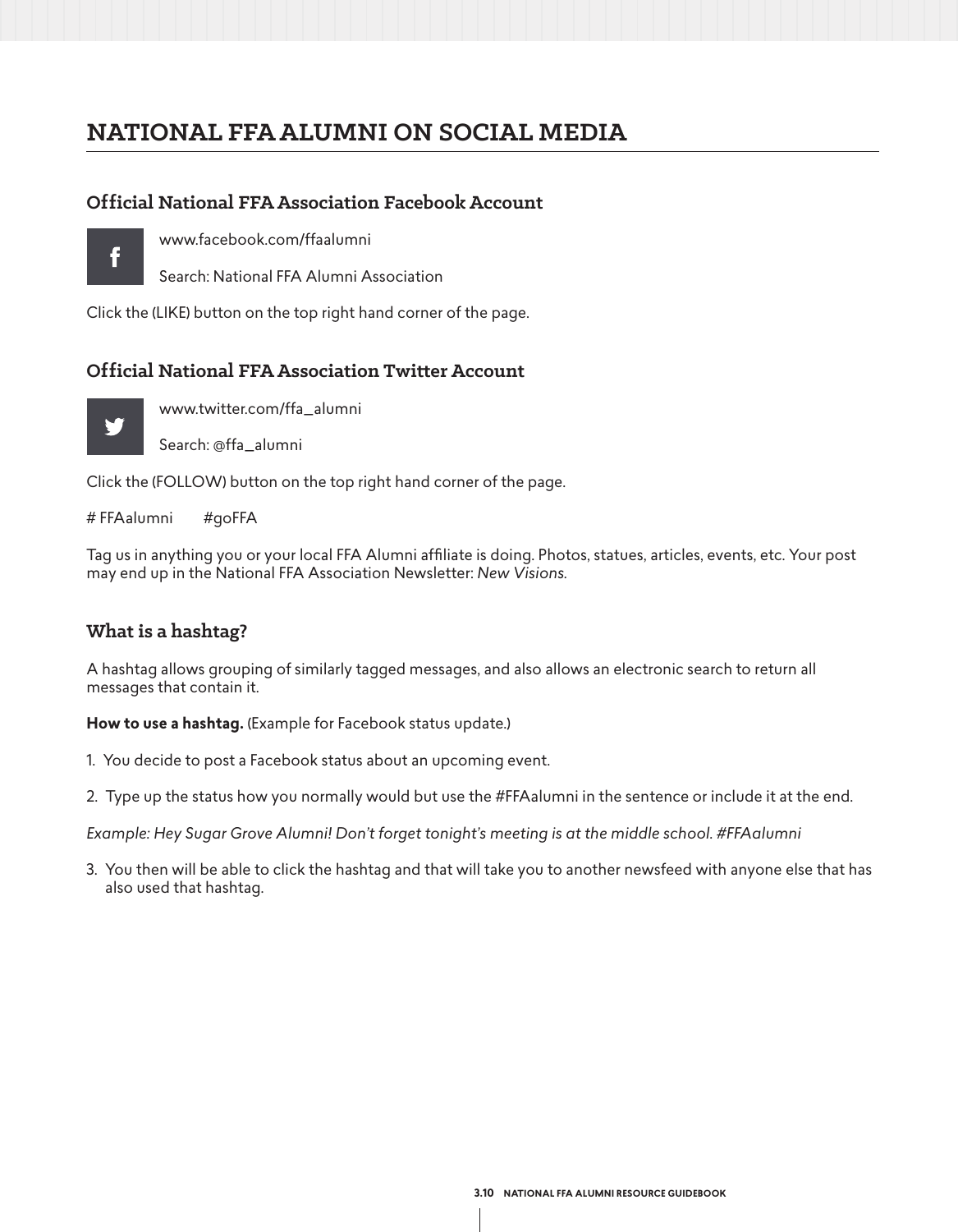# NATIONAL FFA ALUMNI ON SOCIAL MEDIA

### Official National FFA Association Facebook Account

www.facebook.com/ffaalumni

Search: National FFA Alumni Association

Click the (LIKE) button on the top right hand corner of the page.

### Official National FFA Association Twitter Account

www.twitter.com/ffa_alumni

Search: @ffa_alumni

Click the (FOLLOW) button on the top right hand corner of the page.

# FFAalumni    #goFFA

Tag us in anything you or your local FFA Alumni affiliate is doing. Photos, statues, articles, events, etc. Your post may end up in the National FFA Association Newsletter: *New Visions.*

### What is a hashtag?

A hashtag allows grouping of similarly tagged messages, and also allows an electronic search to return all messages that contain it.

**How to use a hashtag.** (Example for Facebook status update.)

1. You decide to post a Facebook status about an upcoming event.
2. Type up the status how you normally would but use the #FFAalumni in the sentence or include it at the end.

*Example: Hey Sugar Grove Alumni! Don't forget tonight's meeting is at the middle school. #FFAalumni*

3. You then will be able to click the hashtag and that will take you to another newsfeed with anyone else that has also used that hashtag.